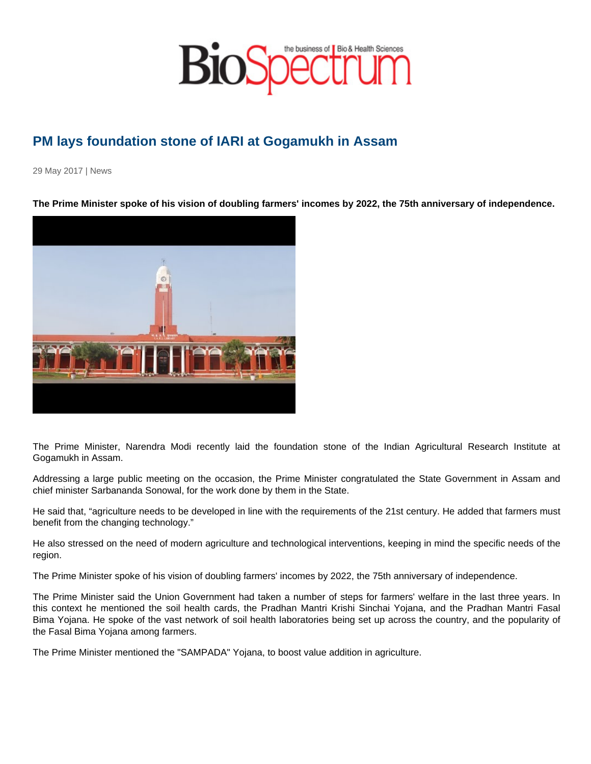# PM lays foundation stone of IARI at Gogamukh in Assam

29 May 2017 | News

**The Prime Minister spoke of his vision of doubling farmers' incomes by 2022, the 75th anniversary of independence.**

The Prime Minister, Narendra Modi recently laid the foundation stone of the Indian Agricultural Research Institute at Gogamukh in Assam.

Addressing a large public meeting on the occasion, the Prime Minister congratulated the State Government in Assam and chief minister Sarbananda Sonowal, for the work done by them in the State.

He said that, “agriculture needs to be developed in line with the requirements of the 21st century. He added that farmers must benefit from the changing technology.”

He also stressed on the need of modern agriculture and technological interventions, keeping in mind the specific needs of the region.

The Prime Minister spoke of his vision of doubling farmers' incomes by 2022, the 75th anniversary of independence.

The Prime Minister said the Union Government had taken a number of steps for farmers' welfare in the last three years. In this context he mentioned the soil health cards, the Pradhan Mantri Krishi Sinchai Yojana, and the Pradhan Mantri Fasal Bima Yojana. He spoke of the vast network of soil health laboratories being set up across the country, and the popularity of the Fasal Bima Yojana among farmers.

The Prime Minister mentioned the "SAMPADA" Yojana, to boost value addition in agriculture.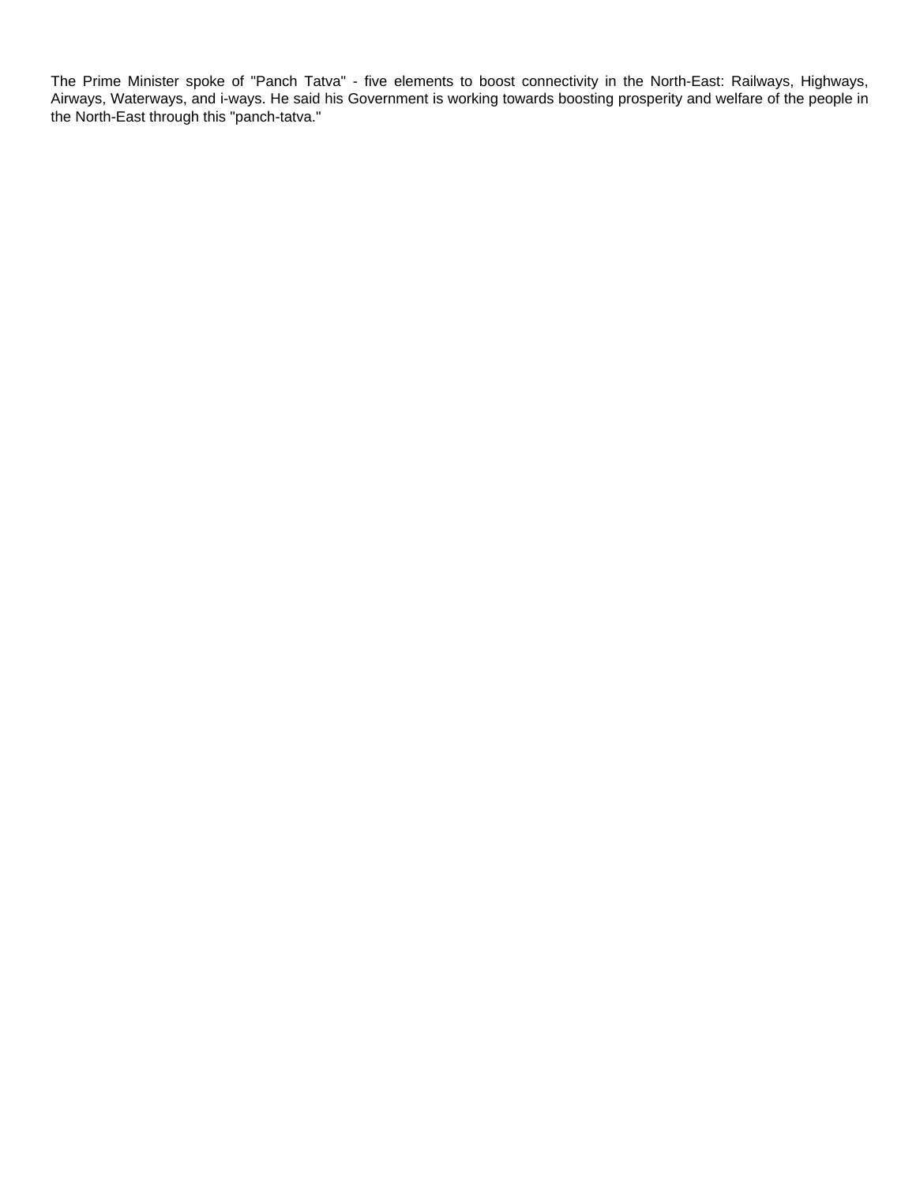The Prime Minister spoke of "Panch Tatva" - five elements to boost connectivity in the North-East: Railways, Highways, Airways, Waterways, and i-ways. He said his Government is working towards boosting prosperity and welfare of the people in the North-East through this "panch-tatva."